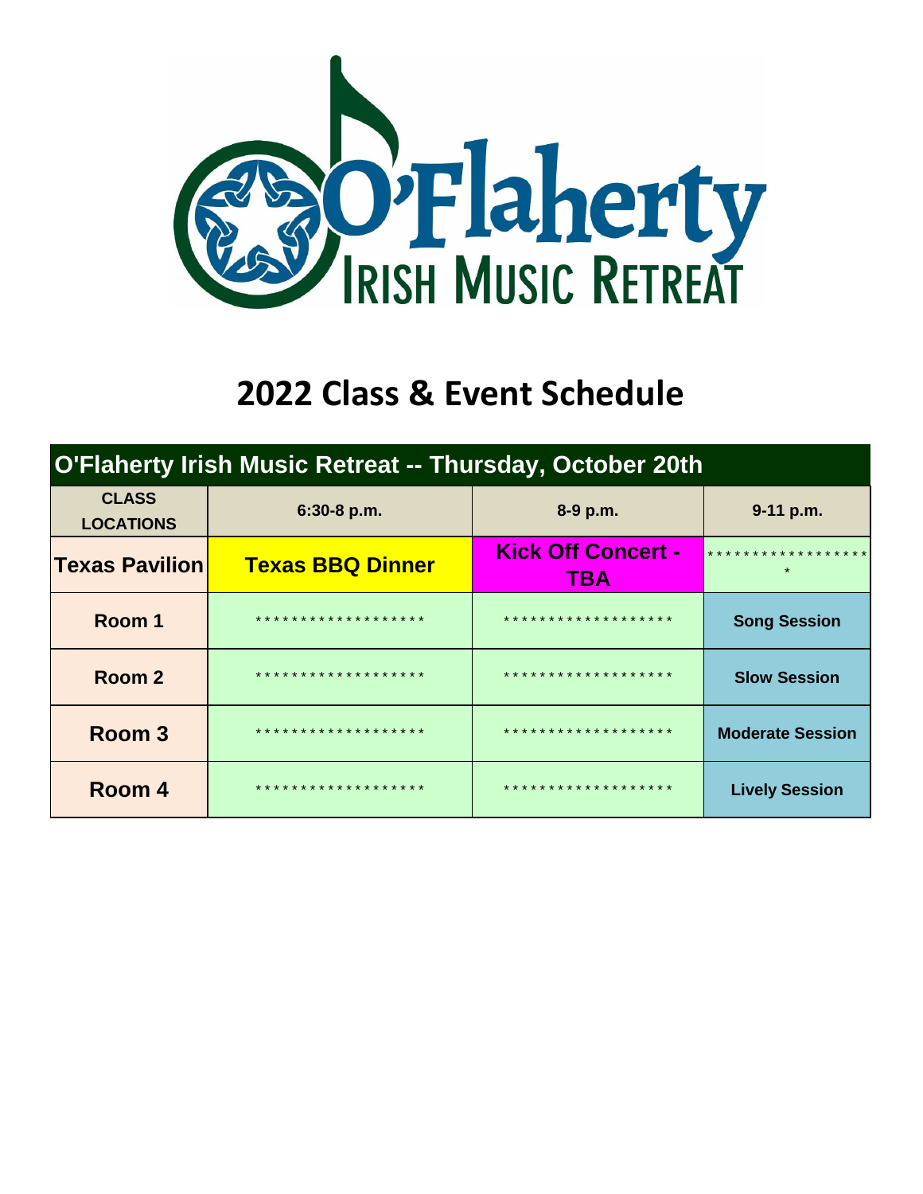O'Flaherty IRISH MUSIC RETREAT

# 2022 Class & Event Schedule

## O'Flaherty Irish Music Retreat -- Thursday, October 20th

| CLASS LOCATIONS | 6:30-8 p.m. | 8-9 p.m. | 9-11 p.m. |
|---|---|---|---|
| **Texas Pavilion** | **Texas BBQ Dinner** | **Kick Off Concert - TBA** | ******************* |
| **Room 1** | ******************* | ******************* | **Song Session** |
| **Room 2** | ******************* | ******************* | **Slow Session** |
| **Room 3** | ******************* | ******************* | **Moderate Session** |
| **Room 4** | ******************* | ******************* | **Lively Session** |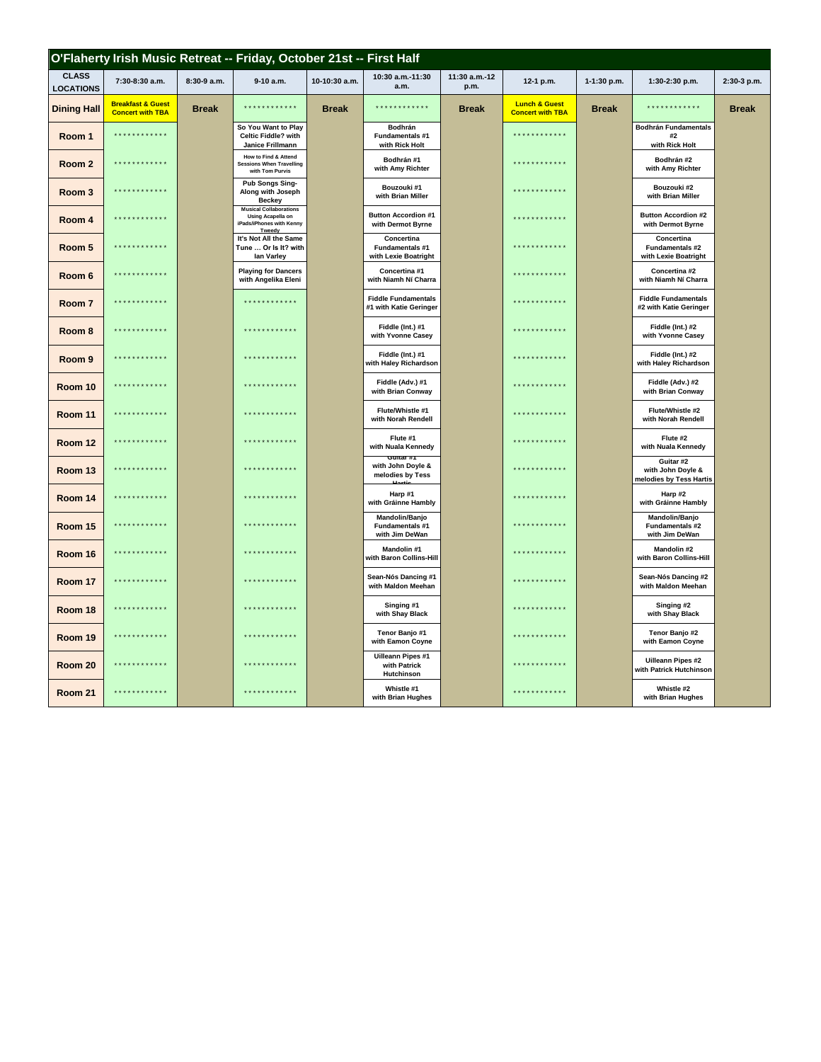## O'Flaherty Irish Music Retreat -- Friday, October 21st -- First Half

| CLASS LOCATIONS | 7:30-8:30 a.m. | 8:30-9 a.m. | 9-10 a.m. | 10-10:30 a.m. | 10:30 a.m.-11:30 a.m. | 11:30 a.m.-12 p.m. | 12-1 p.m. | 1-1:30 p.m. | 1:30-2:30 p.m. | 2:30-3 p.m. |
|---|---|---|---|---|---|---|---|---|---|---|
| Dining Hall | Breakfast & Guest Concert with TBA | Break | ************ | Break | ************ | Break | Lunch & Guest Concert with TBA | Break | ************ | Break |
| Room 1 | ************ | | So You Want to Play Celtic Fiddle? with Janice Frillmann | | Bodhrán Fundamentals #1 with Rick Holt | | ************ | | Bodhrán Fundamentals #2 with Rick Holt | |
| Room 2 | ************ | | How to Find & Attend Sessions When Travelling with Tom Purvis | | Bodhrán #1 with Amy Richter | | ************ | | Bodhrán #2 with Amy Richter | |
| Room 3 | ************ | | Pub Songs Sing-Along with Joseph Beckey | | Bouzouki #1 with Brian Miller | | ************ | | Bouzouki #2 with Brian Miller | |
| Room 4 | ************ | | Musical Collaborations Using Acapella on iPads/iPhones with Kenny Tweedy | | Button Accordion #1 with Dermot Byrne | | ************ | | Button Accordion #2 with Dermot Byrne | |
| Room 5 | ************ | | It's Not All the Same Tune … Or Is It? with Ian Varley | | Concertina Fundamentals #1 with Lexie Boatright | | ************ | | Concertina Fundamentals #2 with Lexie Boatright | |
| Room 6 | ************ | | Playing for Dancers with Angelika Eleni | | Concertina #1 with Niamh Ní Charra | | ************ | | Concertina #2 with Niamh Ní Charra | |
| Room 7 | ************ | | ************ | | Fiddle Fundamentals #1 with Katie Geringer | | ************ | | Fiddle Fundamentals #2 with Katie Geringer | |
| Room 8 | ************ | | ************ | | Fiddle (Int.) #1 with Yvonne Casey | | ************ | | Fiddle (Int.) #2 with Yvonne Casey | |
| Room 9 | ************ | | ************ | | Fiddle (Int.) #1 with Haley Richardson | | ************ | | Fiddle (Int.) #2 with Haley Richardson | |
| Room 10 | ************ | | ************ | | Fiddle (Adv.) #1 with Brian Conway | | ************ | | Fiddle (Adv.) #2 with Brian Conway | |
| Room 11 | ************ | | ************ | | Flute/Whistle #1 with Norah Rendell | | ************ | | Flute/Whistle #2 with Norah Rendell | |
| Room 12 | ************ | | ************ | | Flute #1 with Nuala Kennedy | | ************ | | Flute #2 with Nuala Kennedy | |
| Room 13 | ************ | | ************ | | Guitar #1 with John Doyle & melodies by Tess Hartis | | ************ | | Guitar #2 with John Doyle & melodies by Tess Hartis | |
| Room 14 | ************ | | ************ | | Harp #1 with Gráinne Hambly | | ************ | | Harp #2 with Gráinne Hambly | |
| Room 15 | ************ | | ************ | | Mandolin/Banjo Fundamentals #1 with Jim DeWan | | ************ | | Mandolin/Banjo Fundamentals #2 with Jim DeWan | |
| Room 16 | ************ | | ************ | | Mandolin #1 with Baron Collins-Hill | | ************ | | Mandolin #2 with Baron Collins-Hill | |
| Room 17 | ************ | | ************ | | Sean-Nós Dancing #1 with Maldon Meehan | | ************ | | Sean-Nós Dancing #2 with Maldon Meehan | |
| Room 18 | ************ | | ************ | | Singing #1 with Shay Black | | ************ | | Singing #2 with Shay Black | |
| Room 19 | ************ | | ************ | | Tenor Banjo #1 with Eamon Coyne | | ************ | | Tenor Banjo #2 with Eamon Coyne | |
| Room 20 | ************ | | ************ | | Uilleann Pipes #1 with Patrick Hutchinson | | ************ | | Uilleann Pipes #2 with Patrick Hutchinson | |
| Room 21 | ************ | | ************ | | Whistle #1 with Brian Hughes | | ************ | | Whistle #2 with Brian Hughes | |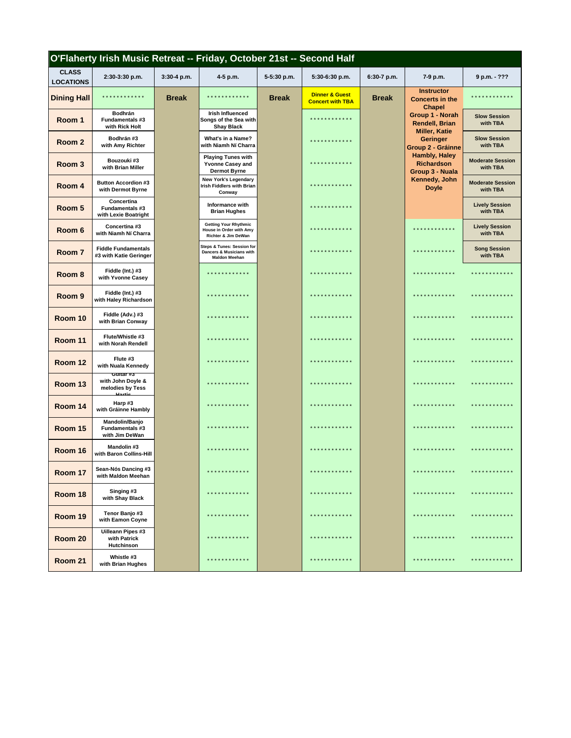## O'Flaherty Irish Music Retreat -- Friday, October 21st -- Second Half

| CLASS LOCATIONS | 2:30-3:30 p.m. | 3:30-4 p.m. | 4-5 p.m. | 5-5:30 p.m. | 5:30-6:30 p.m. | 6:30-7 p.m. | 7-9 p.m. | 9 p.m. - ??? |
|---|---|---|---|---|---|---|---|---|
| Dining Hall | ************ | Break | ************ | Break | Dinner & Guest Concert with TBA | Break | Instructor Concerts in the Chapel Group 1 - Norah Rendell, Brian Miller, Katie Geringer Group 2 - Gráinne Hambly, Haley Richardson Group 3 - Nuala Kennedy, John Doyle | ************ |
| Room 1 | Bodhrán Fundamentals #3 with Rick Holt | | Irish Influenced Songs of the Sea with Shay Black | | ************ | | | Slow Session with TBA |
| Room 2 | Bodhrán #3 with Amy Richter | | What's in a Name? with Niamh Ní Charra | | ************ | | | Slow Session with TBA |
| Room 3 | Bouzouki #3 with Brian Miller | | Playing Tunes with Yvonne Casey and Dermot Byrne | | ************ | | | Moderate Session with TBA |
| Room 4 | Button Accordion #3 with Dermot Byrne | | New York's Legendary Irish Fiddlers with Brian Conway | | ************ | | | Moderate Session with TBA |
| Room 5 | Concertina Fundamentals #3 with Lexie Boatright | | Informance with Brian Hughes | | ************ | | | Lively Session with TBA |
| Room 6 | Concertina #3 with Niamh Ní Charra | | Getting Your Rhythmic House in Order with Amy Richter & Jim DeWan | | ************ | | ************ | Lively Session with TBA |
| Room 7 | Fiddle Fundamentals #3 with Katie Geringer | | Steps & Tunes: Session for Dancers & Musicians with Maldon Meehan | | ************ | | ************ | Song Session with TBA |
| Room 8 | Fiddle (Int.) #3 with Yvonne Casey | | ************ | | ************ | | ************ | ************ |
| Room 9 | Fiddle (Int.) #3 with Haley Richardson | | ************ | | ************ | | ************ | ************ |
| Room 10 | Fiddle (Adv.) #3 with Brian Conway | | ************ | | ************ | | ************ | ************ |
| Room 11 | Flute/Whistle #3 with Norah Rendell | | ************ | | ************ | | ************ | ************ |
| Room 12 | Flute #3 with Nuala Kennedy | | ************ | | ************ | | ************ | ************ |
| Room 13 | Guitar #3 with John Doyle & melodies by Tess Hartie | | ************ | | ************ | | ************ | ************ |
| Room 14 | Harp #3 with Gráinne Hambly | | ************ | | ************ | | ************ | ************ |
| Room 15 | Mandolin/Banjo Fundamentals #3 with Jim DeWan | | ************ | | ************ | | ************ | ************ |
| Room 16 | Mandolin #3 with Baron Collins-Hill | | ************ | | ************ | | ************ | ************ |
| Room 17 | Sean-Nós Dancing #3 with Maldon Meehan | | ************ | | ************ | | ************ | ************ |
| Room 18 | Singing #3 with Shay Black | | ************ | | ************ | | ************ | ************ |
| Room 19 | Tenor Banjo #3 with Eamon Coyne | | ************ | | ************ | | ************ | ************ |
| Room 20 | Uilleann Pipes #3 with Patrick Hutchinson | | ************ | | ************ | | ************ | ************ |
| Room 21 | Whistle #3 with Brian Hughes | | ************ | | ************ | | ************ | ************ |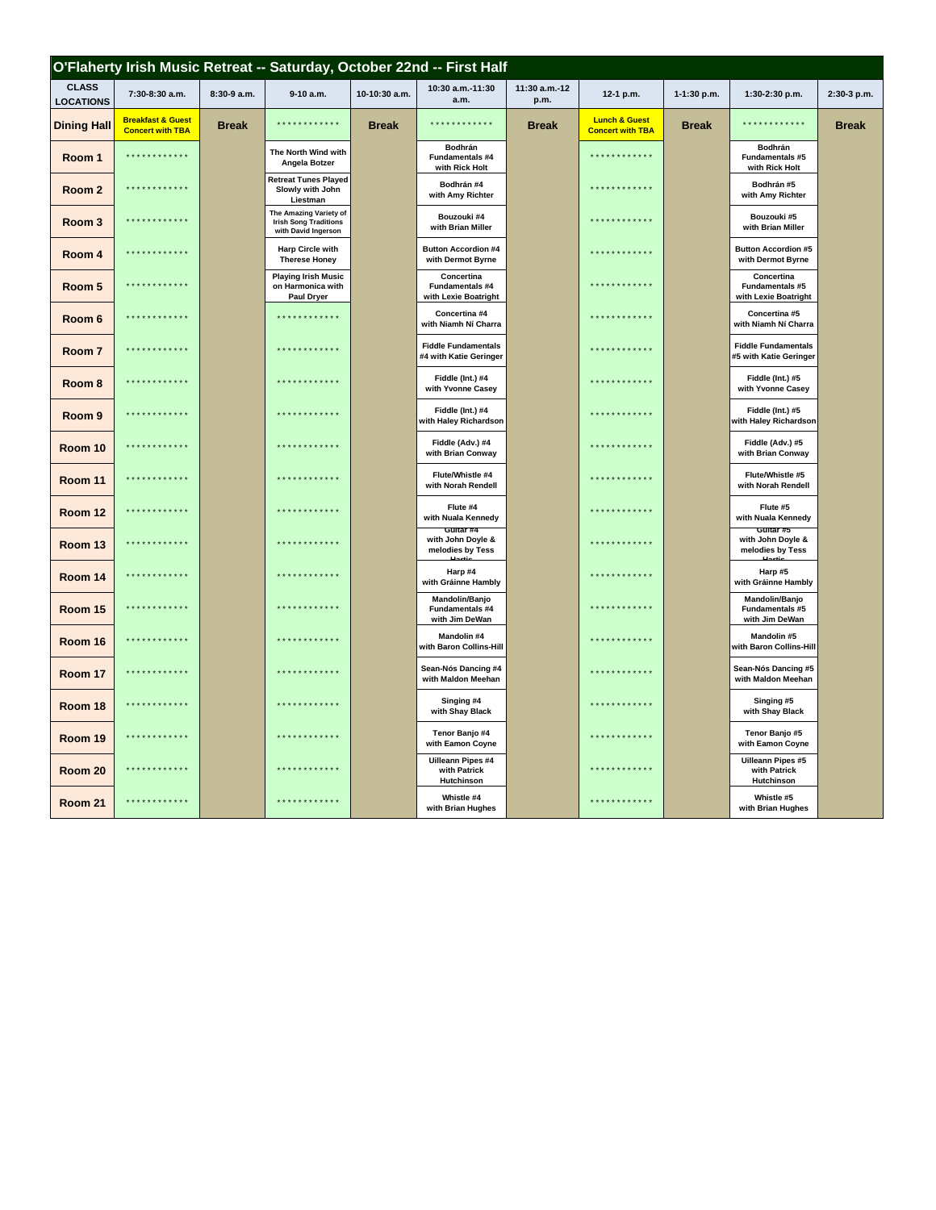## O'Flaherty Irish Music Retreat -- Saturday, October 22nd -- First Half

| CLASS LOCATIONS | 7:30-8:30 a.m. | 8:30-9 a.m. | 9-10 a.m. | 10-10:30 a.m. | 10:30 a.m.-11:30 a.m. | 11:30 a.m.-12 p.m. | 12-1 p.m. | 1-1:30 p.m. | 1:30-2:30 p.m. | 2:30-3 p.m. |
|---|---|---|---|---|---|---|---|---|---|---|
| Dining Hall | Breakfast & Guest Concert with TBA | Break | ************ | Break | ************ | Break | Lunch & Guest Concert with TBA | Break | ************ | Break |
| Room 1 | ************ | | The North Wind with Angela Botzer | | Bodhrán Fundamentals #4 with Rick Holt | | ************ | | Bodhrán Fundamentals #5 with Rick Holt | |
| Room 2 | ************ | | Retreat Tunes Played Slowly with John Liestman | | Bodhrán #4 with Amy Richter | | ************ | | Bodhrán #5 with Amy Richter | |
| Room 3 | ************ | | The Amazing Variety of Irish Song Traditions with David Ingerson | | Bouzouki #4 with Brian Miller | | ************ | | Bouzouki #5 with Brian Miller | |
| Room 4 | ************ | | Harp Circle with Therese Honey | | Button Accordion #4 with Dermot Byrne | | ************ | | Button Accordion #5 with Dermot Byrne | |
| Room 5 | ************ | | Playing Irish Music on Harmonica with Paul Dryer | | Concertina Fundamentals #4 with Lexie Boatright | | ************ | | Concertina Fundamentals #5 with Lexie Boatright | |
| Room 6 | ************ | | ************ | | Concertina #4 with Niamh Ní Charra | | ************ | | Concertina #5 with Niamh Ní Charra | |
| Room 7 | ************ | | ************ | | Fiddle Fundamentals #4 with Katie Geringer | | ************ | | Fiddle Fundamentals #5 with Katie Geringer | |
| Room 8 | ************ | | ************ | | Fiddle (Int.) #4 with Yvonne Casey | | ************ | | Fiddle (Int.) #5 with Yvonne Casey | |
| Room 9 | ************ | | ************ | | Fiddle (Int.) #4 with Haley Richardson | | ************ | | Fiddle (Int.) #5 with Haley Richardson | |
| Room 10 | ************ | | ************ | | Fiddle (Adv.) #4 with Brian Conway | | ************ | | Fiddle (Adv.) #5 with Brian Conway | |
| Room 11 | ************ | | ************ | | Flute/Whistle #4 with Norah Rendell | | ************ | | Flute/Whistle #5 with Norah Rendell | |
| Room 12 | ************ | | ************ | | Flute #4 with Nuala Kennedy | | ************ | | Flute #5 with Nuala Kennedy | |
| Room 13 | ************ | | ************ | | Guitar #4 with John Doyle & melodies by Tess Hartie | | ************ | | Guitar #5 with John Doyle & melodies by Tess Hartie | |
| Room 14 | ************ | | ************ | | Harp #4 with Gráinne Hambly | | ************ | | Harp #5 with Gráinne Hambly | |
| Room 15 | ************ | | ************ | | Mandolin/Banjo Fundamentals #4 with Jim DeWan | | ************ | | Mandolin/Banjo Fundamentals #5 with Jim DeWan | |
| Room 16 | ************ | | ************ | | Mandolin #4 with Baron Collins-Hill | | ************ | | Mandolin #5 with Baron Collins-Hill | |
| Room 17 | ************ | | ************ | | Sean-Nós Dancing #4 with Maldon Meehan | | ************ | | Sean-Nós Dancing #5 with Maldon Meehan | |
| Room 18 | ************ | | ************ | | Singing #4 with Shay Black | | ************ | | Singing #5 with Shay Black | |
| Room 19 | ************ | | ************ | | Tenor Banjo #4 with Eamon Coyne | | ************ | | Tenor Banjo #5 with Eamon Coyne | |
| Room 20 | ************ | | ************ | | Uilleann Pipes #4 with Patrick Hutchinson | | ************ | | Uilleann Pipes #5 with Patrick Hutchinson | |
| Room 21 | ************ | | ************ | | Whistle #4 with Brian Hughes | | ************ | | Whistle #5 with Brian Hughes | |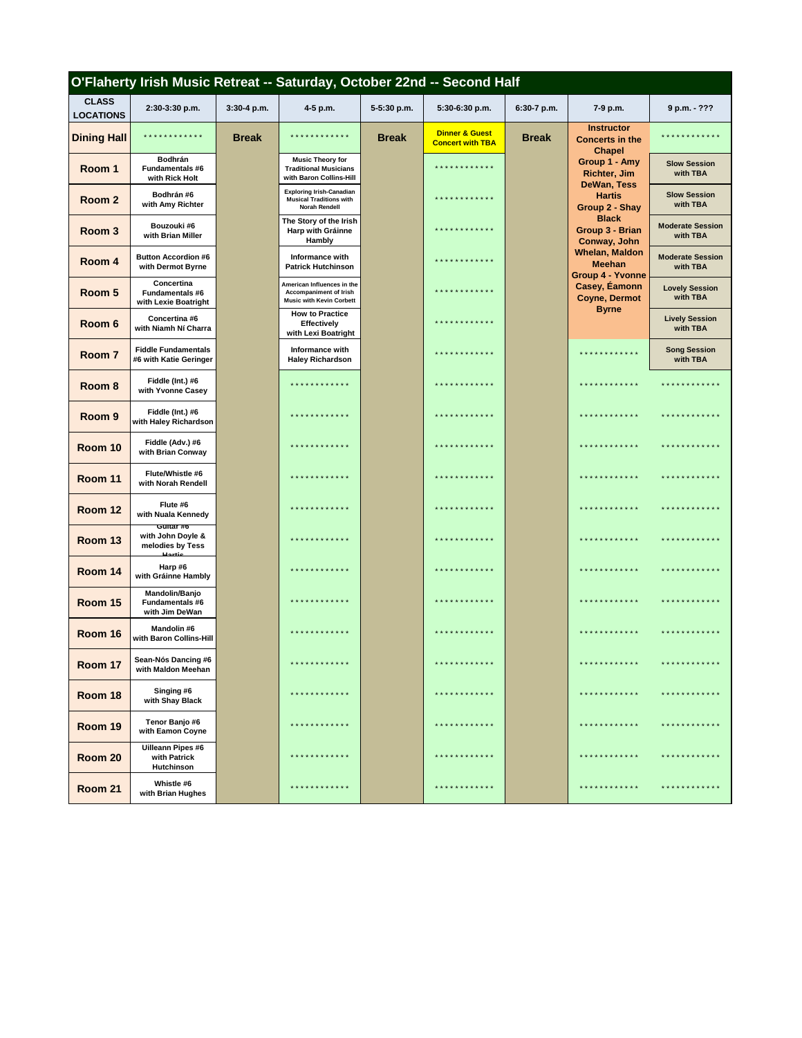# O'Flaherty Irish Music Retreat -- Saturday, October 22nd -- Second Half

| CLASS LOCATIONS | 2:30-3:30 p.m. | 3:30-4 p.m. | 4-5 p.m. | 5-5:30 p.m. | 5:30-6:30 p.m. | 6:30-7 p.m. | 7-9 p.m. | 9 p.m. - ??? |
|---|---|---|---|---|---|---|---|---|
| Dining Hall | ************ | Break | ************ | Break | Dinner & Guest Concert with TBA | Break | Instructor Concerts in the Chapel Group 1 - Amy Richter, Jim DeWan, Tess Hartis Group 2 - Shay Black Group 3 - Brian Conway, John Whelan, Maldon Meehan Group 4 - Yvonne Casey, Éamonn Coyne, Dermot Byrne | ************ |
| Room 1 | Bodhrán Fundamentals #6 with Rick Holt | | Music Theory for Traditional Musicians with Baron Collins-Hill | | ************ | | | Slow Session with TBA |
| Room 2 | Bodhrán #6 with Amy Richter | | Exploring Irish-Canadian Musical Traditions with Norah Rendell | | ************ | | | Slow Session with TBA |
| Room 3 | Bouzouki #6 with Brian Miller | | The Story of the Irish Harp with Gráinne Hambly | | ************ | | | Moderate Session with TBA |
| Room 4 | Button Accordion #6 with Dermot Byrne | | Informance with Patrick Hutchinson | | ************ | | | Moderate Session with TBA |
| Room 5 | Concertina Fundamentals #6 with Lexie Boatright | | American Influences in the Accompaniment of Irish Music with Kevin Corbett | | ************ | | | Lovely Session with TBA |
| Room 6 | Concertina #6 with Niamh Ní Charra | | How to Practice Effectively with Lexi Boatright | | ************ | | | Lively Session with TBA |
| Room 7 | Fiddle Fundamentals #6 with Katie Geringer | | Informance with Haley Richardson | | ************ | | ************ | Song Session with TBA |
| Room 8 | Fiddle (Int.) #6 with Yvonne Casey | | ************ | | ************ | | ************ | ************ |
| Room 9 | Fiddle (Int.) #6 with Haley Richardson | | ************ | | ************ | | ************ | ************ |
| Room 10 | Fiddle (Adv.) #6 with Brian Conway | | ************ | | ************ | | ************ | ************ |
| Room 11 | Flute/Whistle #6 with Norah Rendell | | ************ | | ************ | | ************ | ************ |
| Room 12 | Flute #6 with Nuala Kennedy | | ************ | | ************ | | ************ | ************ |
| Room 13 | Guitar #6 with John Doyle & melodies by Tess Hartis | | ************ | | ************ | | ************ | ************ |
| Room 14 | Harp #6 with Gráinne Hambly | | ************ | | ************ | | ************ | ************ |
| Room 15 | Mandolin/Banjo Fundamentals #6 with Jim DeWan | | ************ | | ************ | | ************ | ************ |
| Room 16 | Mandolin #6 with Baron Collins-Hill | | ************ | | ************ | | ************ | ************ |
| Room 17 | Sean-Nós Dancing #6 with Maldon Meehan | | ************ | | ************ | | ************ | ************ |
| Room 18 | Singing #6 with Shay Black | | ************ | | ************ | | ************ | ************ |
| Room 19 | Tenor Banjo #6 with Eamon Coyne | | ************ | | ************ | | ************ | ************ |
| Room 20 | Uilleann Pipes #6 with Patrick Hutchinson | | ************ | | ************ | | ************ | ************ |
| Room 21 | Whistle #6 with Brian Hughes | | ************ | | ************ | | ************ | ************ |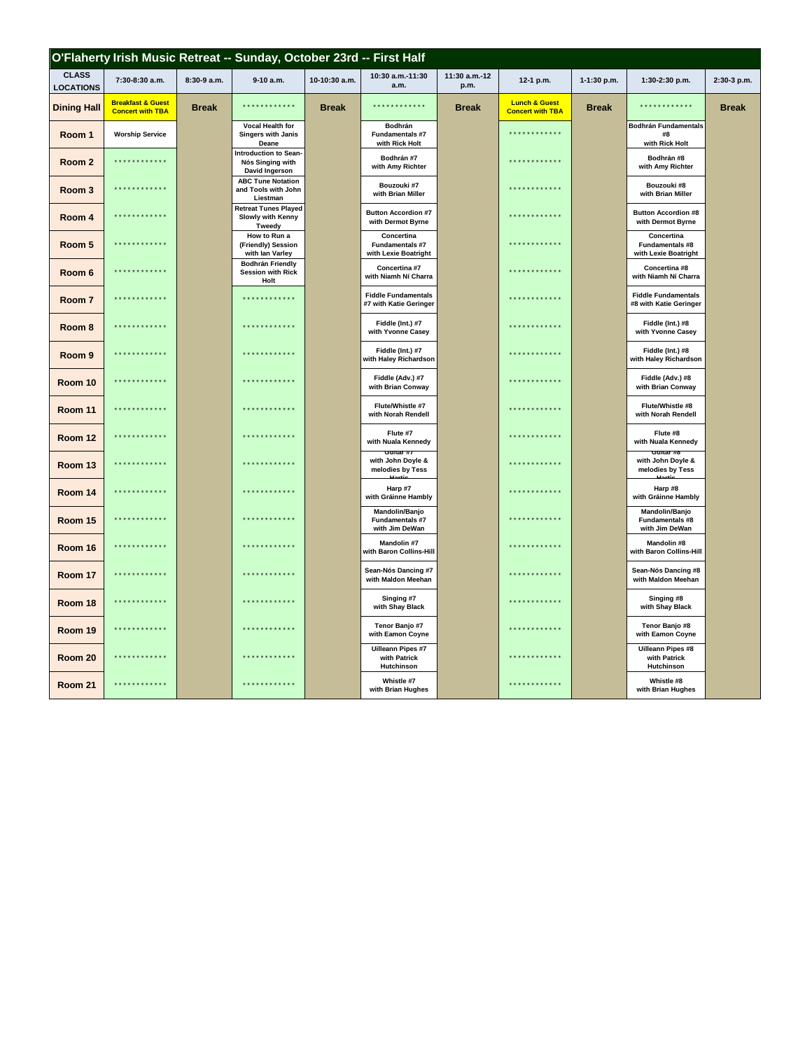# O'Flaherty Irish Music Retreat -- Sunday, October 23rd -- First Half

| CLASS LOCATIONS | 7:30-8:30 a.m. | 8:30-9 a.m. | 9-10 a.m. | 10-10:30 a.m. | 10:30 a.m.-11:30 a.m. | 11:30 a.m.-12 p.m. | 12-1 p.m. | 1-1:30 p.m. | 1:30-2:30 p.m. | 2:30-3 p.m. |
|---|---|---|---|---|---|---|---|---|---|---|
| Dining Hall | Breakfast & Guest Concert with TBA | Break | ************ | Break | ************ | Break | Lunch & Guest Concert with TBA | Break | ************ | Break |
| Room 1 | Worship Service | | Vocal Health for Singers with Janis Deane | | Bodhrán Fundamentals #7 with Rick Holt | | ************ | | Bodhrán Fundamentals #8 with Rick Holt | |
| Room 2 | ************ | | Introduction to Sean-Nós Singing with David Ingerson | | Bodhrán #7 with Amy Richter | | ************ | | Bodhrán #8 with Amy Richter | |
| Room 3 | ************ | | ABC Tune Notation and Tools with John Liestman | | Bouzouki #7 with Brian Miller | | ************ | | Bouzouki #8 with Brian Miller | |
| Room 4 | ************ | | Retreat Tunes Played Slowly with Kenny Tweedy | | Button Accordion #7 with Dermot Byrne | | ************ | | Button Accordion #8 with Dermot Byrne | |
| Room 5 | ************ | | How to Run a (Friendly) Session with Ian Varley | | Concertina Fundamentals #7 with Lexie Boatright | | ************ | | Concertina Fundamentals #8 with Lexie Boatright | |
| Room 6 | ************ | | Bodhrán Friendly Session with Rick Holt | | Concertina #7 with Niamh Ní Charra | | ************ | | Concertina #8 with Niamh Ní Charra | |
| Room 7 | ************ | | ************ | | Fiddle Fundamentals #7 with Katie Geringer | | ************ | | Fiddle Fundamentals #8 with Katie Geringer | |
| Room 8 | ************ | | ************ | | Fiddle (Int.) #7 with Yvonne Casey | | ************ | | Fiddle (Int.) #8 with Yvonne Casey | |
| Room 9 | ************ | | ************ | | Fiddle (Int.) #7 with Haley Richardson | | ************ | | Fiddle (Int.) #8 with Haley Richardson | |
| Room 10 | ************ | | ************ | | Fiddle (Adv.) #7 with Brian Conway | | ************ | | Fiddle (Adv.) #8 with Brian Conway | |
| Room 11 | ************ | | ************ | | Flute/Whistle #7 with Norah Rendell | | ************ | | Flute/Whistle #8 with Norah Rendell | |
| Room 12 | ************ | | ************ | | Flute #7 with Nuala Kennedy | | ************ | | Flute #8 with Nuala Kennedy | |
| Room 13 | ************ | | ************ | | Guitar #7 with John Doyle & melodies by Tess Hartis | | ************ | | Guitar #8 with John Doyle & melodies by Tess Hartis | |
| Room 14 | ************ | | ************ | | Harp #7 with Gráinne Hambly | | ************ | | Harp #8 with Gráinne Hambly | |
| Room 15 | ************ | | ************ | | Mandolin/Banjo Fundamentals #7 with Jim DeWan | | ************ | | Mandolin/Banjo Fundamentals #8 with Jim DeWan | |
| Room 16 | ************ | | ************ | | Mandolin #7 with Baron Collins-Hill | | ************ | | Mandolin #8 with Baron Collins-Hill | |
| Room 17 | ************ | | ************ | | Sean-Nós Dancing #7 with Maldon Meehan | | ************ | | Sean-Nós Dancing #8 with Maldon Meehan | |
| Room 18 | ************ | | ************ | | Singing #7 with Shay Black | | ************ | | Singing #8 with Shay Black | |
| Room 19 | ************ | | ************ | | Tenor Banjo #7 with Eamon Coyne | | ************ | | Tenor Banjo #8 with Eamon Coyne | |
| Room 20 | ************ | | ************ | | Uilleann Pipes #7 with Patrick Hutchinson | | ************ | | Uilleann Pipes #8 with Patrick Hutchinson | |
| Room 21 | ************ | | ************ | | Whistle #7 with Brian Hughes | | ************ | | Whistle #8 with Brian Hughes | |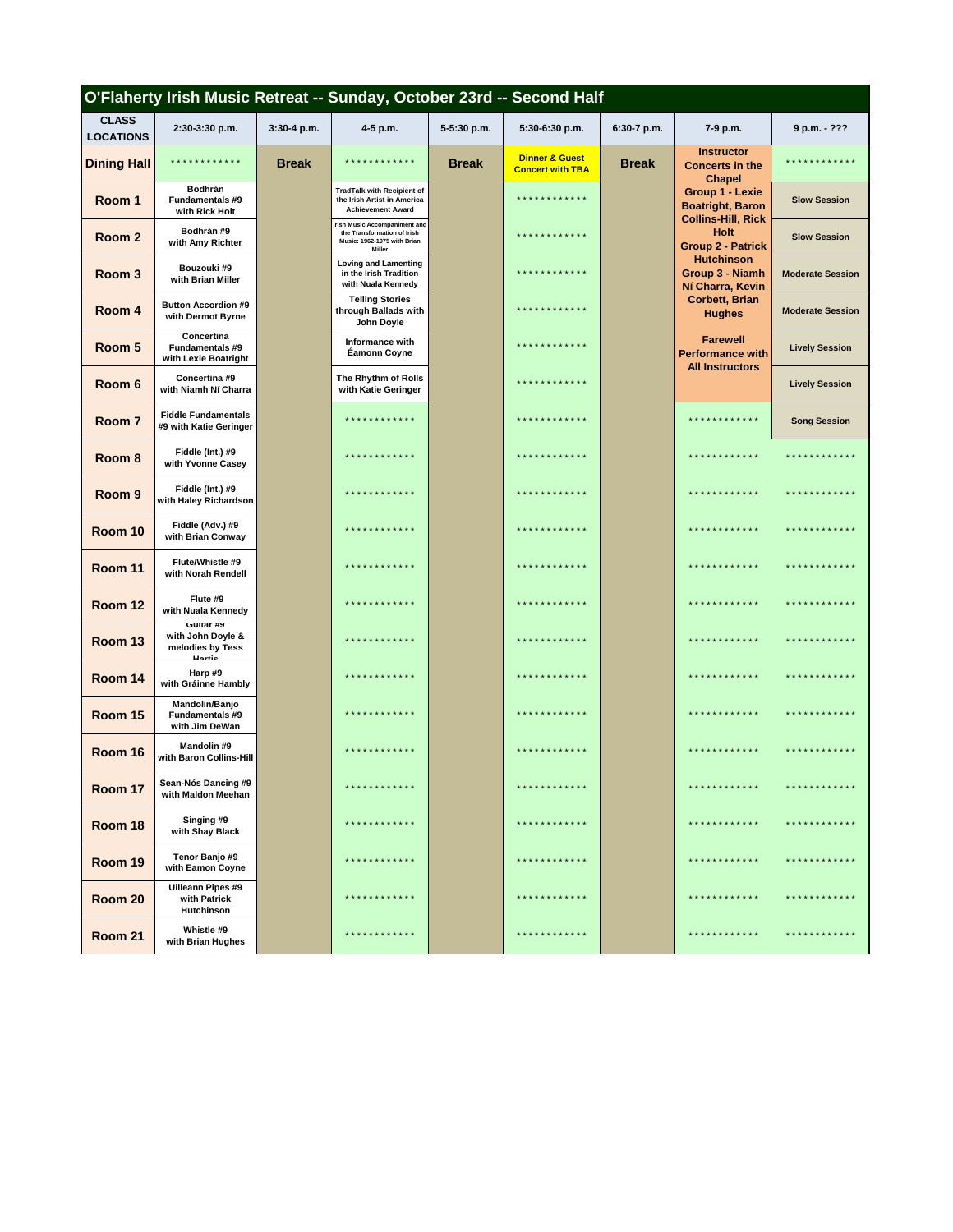# O'Flaherty Irish Music Retreat -- Sunday, October 23rd -- Second Half

| CLASS LOCATIONS | 2:30-3:30 p.m. | 3:30-4 p.m. | 4-5 p.m. | 5-5:30 p.m. | 5:30-6:30 p.m. | 6:30-7 p.m. | 7-9 p.m. | 9 p.m. - ??? |
|---|---|---|---|---|---|---|---|---|
| Dining Hall | ************ | Break | ************ | Break | Dinner & Guest Concert with TBA | Break | Instructor Concerts in the Chapel Group 1 - Lexie Boatright, Baron Collins-Hill, Rick Holt Group 2 - Patrick Hutchinson Group 3 - Niamh Ní Charra, Kevin Corbett, Brian Hughes Farewell Performance with All Instructors | ************ |
| Room 1 | Bodhrán Fundamentals #9 with Rick Holt | | TradTalk with Recipient of the Irish Artist in America Achievement Award | | ************ | | | Slow Session |
| Room 2 | Bodhrán #9 with Amy Richter | | Irish Music Accompaniment and the Transformation of Irish Music: 1962-1975 with Brian Miller | | ************ | | | Slow Session |
| Room 3 | Bouzouki #9 with Brian Miller | | Loving and Lamenting in the Irish Tradition with Nuala Kennedy | | ************ | | | Moderate Session |
| Room 4 | Button Accordion #9 with Dermot Byrne | | Telling Stories through Ballads with John Doyle | | ************ | | | Moderate Session |
| Room 5 | Concertina Fundamentals #9 with Lexie Boatright | | Informance with Éamonn Coyne | | ************ | | | Lively Session |
| Room 6 | Concertina #9 with Niamh Ní Charra | | The Rhythm of Rolls with Katie Geringer | | ************ | | | Lively Session |
| Room 7 | Fiddle Fundamentals #9 with Katie Geringer | | ************ | | ************ | | ************ | Song Session |
| Room 8 | Fiddle (Int.) #9 with Yvonne Casey | | ************ | | ************ | | ************ | ************ |
| Room 9 | Fiddle (Int.) #9 with Haley Richardson | | ************ | | ************ | | ************ | ************ |
| Room 10 | Fiddle (Adv.) #9 with Brian Conway | | ************ | | ************ | | ************ | ************ |
| Room 11 | Flute/Whistle #9 with Norah Rendell | | ************ | | ************ | | ************ | ************ |
| Room 12 | Flute #9 with Nuala Kennedy | | ************ | | ************ | | ************ | ************ |
| Room 13 | Guitar #9 with John Doyle & melodies by Tess Hartis | | ************ | | ************ | | ************ | ************ |
| Room 14 | Harp #9 with Gráinne Hambly | | ************ | | ************ | | ************ | ************ |
| Room 15 | Mandolin/Banjo Fundamentals #9 with Jim DeWan | | ************ | | ************ | | ************ | ************ |
| Room 16 | Mandolin #9 with Baron Collins-Hill | | ************ | | ************ | | ************ | ************ |
| Room 17 | Sean-Nós Dancing #9 with Maldon Meehan | | ************ | | ************ | | ************ | ************ |
| Room 18 | Singing #9 with Shay Black | | ************ | | ************ | | ************ | ************ |
| Room 19 | Tenor Banjo #9 with Eamon Coyne | | ************ | | ************ | | ************ | ************ |
| Room 20 | Uilleann Pipes #9 with Patrick Hutchinson | | ************ | | ************ | | ************ | ************ |
| Room 21 | Whistle #9 with Brian Hughes | | ************ | | ************ | | ************ | ************ |